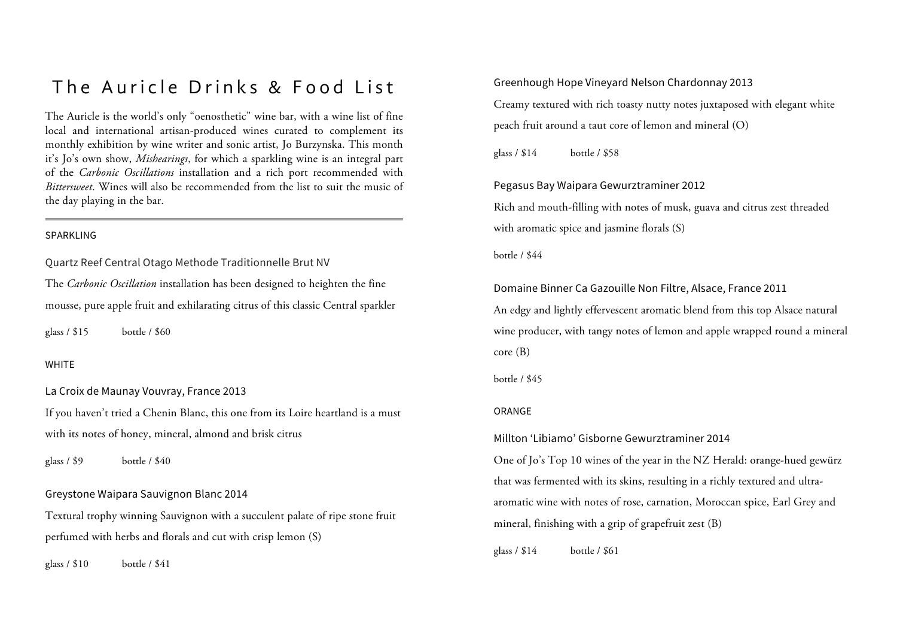# The Auricle Drinks & Food List

The Auricle is the world's only "oenosthetic" wine bar, with a wine list of fine local and international artisan-produced wines curated to complement its monthly exhibition by wine writer and sonic artist, Jo Burzynska. This month it's Jo's own show, *Mishearings*, for which a sparkling wine is an integral part of the *Carbonic Oscillations* installation and a rich port recommended with *Bittersweet*. Wines will also be recommended from the list to suit the music of the day playing in the bar.

---

## SPARKLING

### Quartz Reef Central Otago Methode Traditionnelle Brut NV

The *Carbonic Oscillation* installation has been designed to heighten the fine mousse, pure apple fruit and exhilarating citrus of this classic Central sparkler

glass / $15 bottle / $60

## WHITE

### La Croix de Maunay Vouvray, France 2013

If you haven't tried a Chenin Blanc, this one from its Loire heartland is a must with its notes of honey, mineral, almond and brisk citrus

glass / $9 bottle / $40

### Greystone Waipara Sauvignon Blanc 2014

Textural trophy winning Sauvignon with a succulent palate of ripe stone fruit perfumed with herbs and florals and cut with crisp lemon (S)

glass / $10 bottle / $41

### Greenhough Hope Vineyard Nelson Chardonnay 2013

Creamy textured with rich toasty nutty notes juxtaposed with elegant white peach fruit around a taut core of lemon and mineral (O)

glass / $14 bottle / $58

### Pegasus Bay Waipara Gewurztraminer 2012

Rich and mouth-filling with notes of musk, guava and citrus zest threaded with aromatic spice and jasmine florals (S)

bottle / $44

### Domaine Binner Ca Gazouille Non Filtre, Alsace, France 2011

An edgy and lightly effervescent aromatic blend from this top Alsace natural wine producer, with tangy notes of lemon and apple wrapped round a mineral core (B)

bottle / $45

## ORANGE

### Millton 'Libiamo' Gisborne Gewurztraminer 2014

One of Jo's Top 10 wines of the year in the NZ Herald: orange-hued gewürz that was fermented with its skins, resulting in a richly textured and ultra-aromatic wine with notes of rose, carnation, Moroccan spice, Earl Grey and mineral, finishing with a grip of grapefruit zest (B)

glass / $14 bottle / $61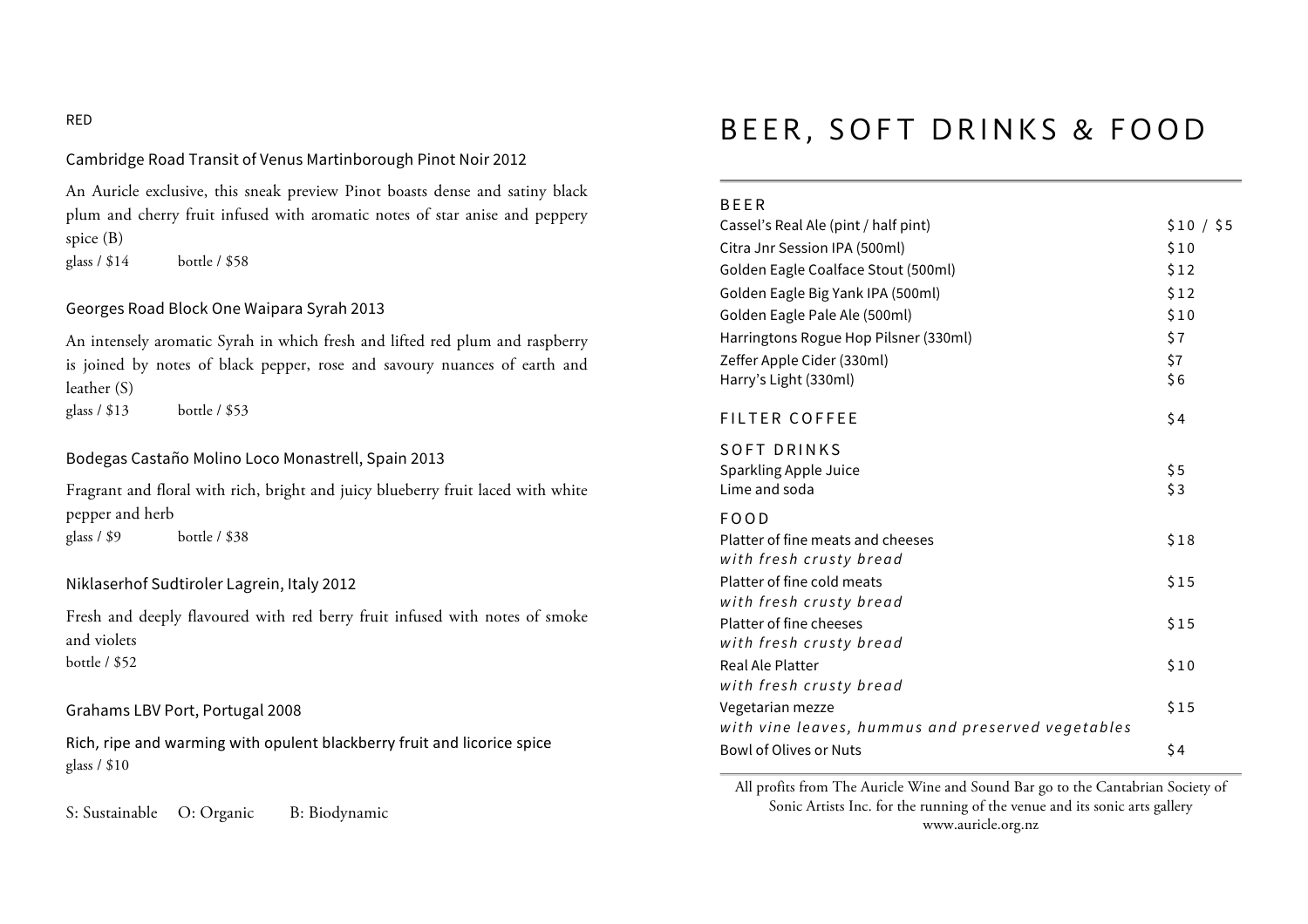RED

### Cambridge Road Transit of Venus Martinborough Pinot Noir 2012

An Auricle exclusive, this sneak preview Pinot boasts dense and satiny black plum and cherry fruit infused with aromatic notes of star anise and peppery spice (B)

glass / $14 bottle / $58

### Georges Road Block One Waipara Syrah 2013

An intensely aromatic Syrah in which fresh and lifted red plum and raspberry is joined by notes of black pepper, rose and savoury nuances of earth and leather (S)

glass / $13 bottle / $53

### Bodegas Castaño Molino Loco Monastrell, Spain 2013

Fragrant and floral with rich, bright and juicy blueberry fruit laced with white pepper and herb

glass / $9 bottle / $38

### Niklaserhof Sudtiroler Lagrein, Italy 2012

Fresh and deeply flavoured with red berry fruit infused with notes of smoke and violets

bottle / $52

### Grahams LBV Port, Portugal 2008

Rich, ripe and warming with opulent blackberry fruit and licorice spice

glass / $10

S: Sustainable O: Organic B: Biodynamic

# BEER, SOFT DRINKS & FOOD

## BEER

| | |
|---|---|
| Cassel's Real Ale (pint / half pint) | $10 / $5 |
| Citra Jnr Session IPA (500ml) | $10 |
| Golden Eagle Coalface Stout (500ml) | $12 |
| Golden Eagle Big Yank IPA (500ml) | $12 |
| Golden Eagle Pale Ale (500ml) | $10 |
| Harringtons Rogue Hop Pilsner (330ml) | $7 |
| Zeffer Apple Cider (330ml) | $7 |
| Harry's Light (330ml) | $6 |

## FILTER COFFEE $4

## SOFT DRINKS

| | |
|---|---|
| Sparkling Apple Juice | $5 |
| Lime and soda | $3 |

## FOOD

| | |
|---|---|
| Platter of fine meats and cheeses<br>*with fresh crusty bread* | $18 |
| Platter of fine cold meats<br>*with fresh crusty bread* | $15 |
| Platter of fine cheeses<br>*with fresh crusty bread* | $15 |
| Real Ale Platter<br>*with fresh crusty bread* | $10 |
| Vegetarian mezze<br>*with vine leaves, hummus and preserved vegetables* | $15 |
| Bowl of Olives or Nuts | $4 |

All profits from The Auricle Wine and Sound Bar go to the Cantabrian Society of Sonic Artists Inc. for the running of the venue and its sonic arts gallery
www.auricle.org.nz